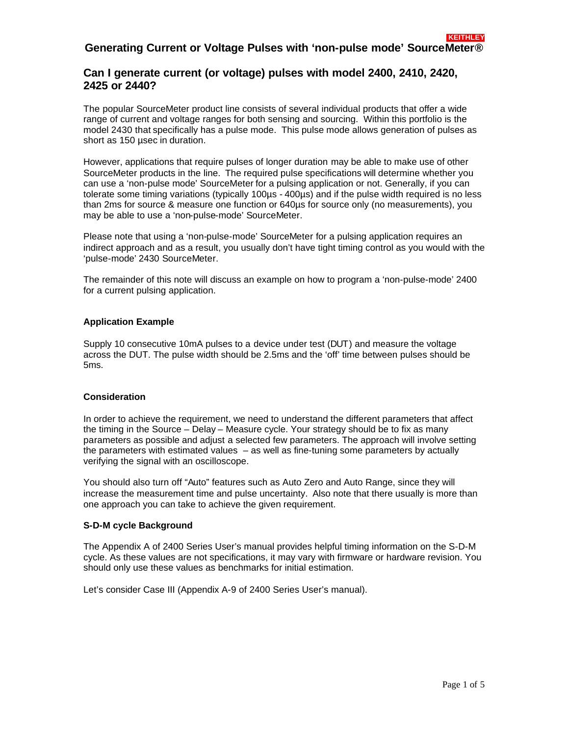# Generating Current or Voltage Pulses with 'non-pulse mode' SourceMeter®

## Can I generate current (or voltage) pulses with model 2400, 2410, 2420, 2425 or 2440?

The popular SourceMeter product line consists of several individual products that offer a wide range of current and voltage ranges for both sensing and sourcing. Within this portfolio is the model 2430 that specifically has a pulse mode. This pulse mode allows generation of pulses as short as 150 µsec in duration.

However, applications that require pulses of longer duration may be able to make use of other SourceMeter products in the line. The required pulse specifications will determine whether you can use a 'non-pulse mode' SourceMeter for a pulsing application or not. Generally, if you can tolerate some timing variations (typically 100µs - 400µs) and if the pulse width required is no less than 2ms for source & measure one function or 640µs for source only (no measurements), you may be able to use a 'non-pulse-mode' SourceMeter.

Please note that using a 'non-pulse-mode' SourceMeter for a pulsing application requires an indirect approach and as a result, you usually don't have tight timing control as you would with the 'pulse-mode' 2430 SourceMeter.

The remainder of this note will discuss an example on how to program a 'non-pulse-mode' 2400 for a current pulsing application.

### Application Example

Supply 10 consecutive 10mA pulses to a device under test (DUT) and measure the voltage across the DUT. The pulse width should be 2.5ms and the 'off' time between pulses should be 5ms.

### Consideration

In order to achieve the requirement, we need to understand the different parameters that affect the timing in the Source – Delay – Measure cycle. Your strategy should be to fix as many parameters as possible and adjust a selected few parameters. The approach will involve setting the parameters with estimated values – as well as fine-tuning some parameters by actually verifying the signal with an oscilloscope.

You should also turn off "Auto" features such as Auto Zero and Auto Range, since they will increase the measurement time and pulse uncertainty. Also note that there usually is more than one approach you can take to achieve the given requirement.

### S-D-M cycle Background

The Appendix A of 2400 Series User's manual provides helpful timing information on the S-D-M cycle. As these values are not specifications, it may vary with firmware or hardware revision. You should only use these values as benchmarks for initial estimation.

Let's consider Case III (Appendix A-9 of 2400 Series User's manual).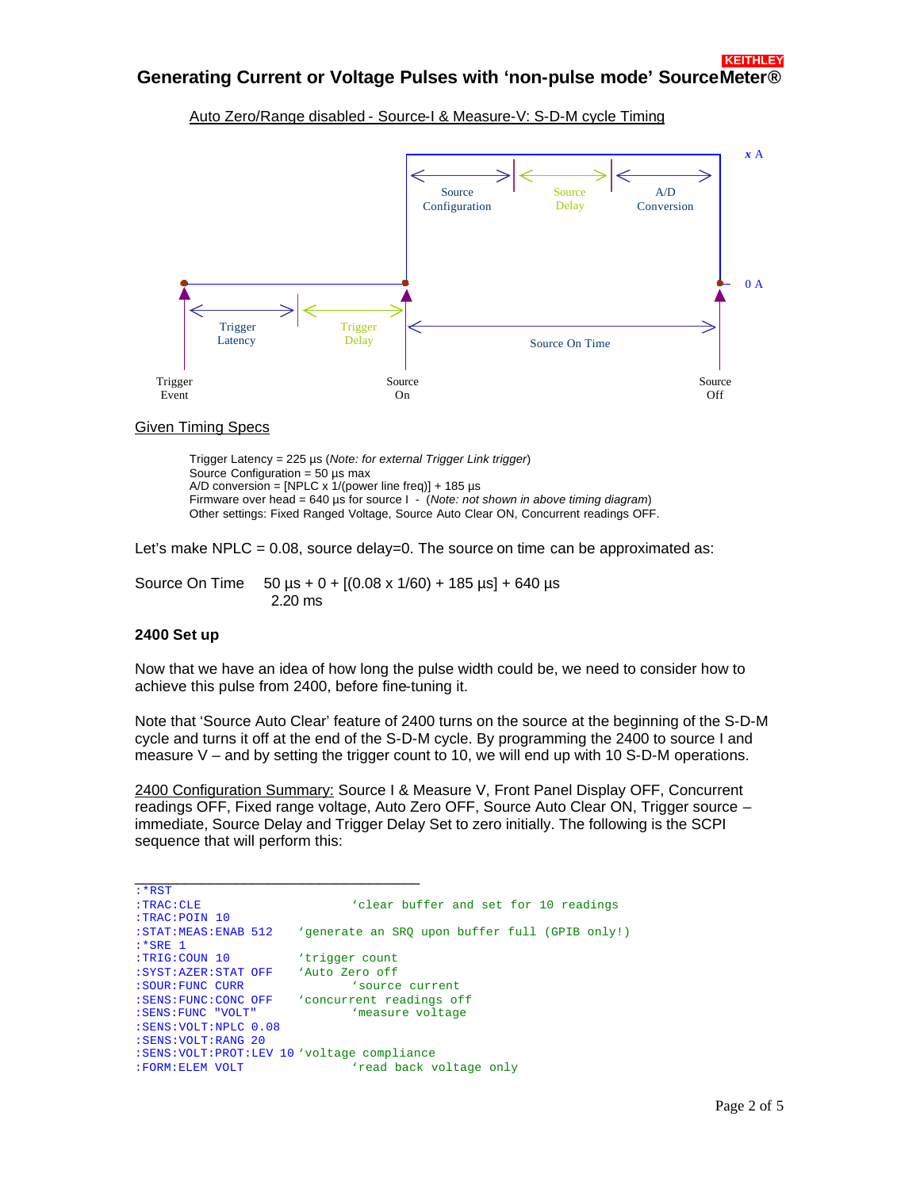Auto Zero/Range disabled - Source-I & Measure-V: S-D-M cycle Timing

Given Timing Specs

Trigger Latency = 225 µs (*Note: for external Trigger Link trigger*)
Source Configuration = 50 µs max
A/D conversion = [NPLC x 1/(power line freq)] + 185 µs
Firmware over head = 640 µs for source I - (*Note: not shown in above timing diagram*)
Other settings: Fixed Ranged Voltage, Source Auto Clear ON, Concurrent readings OFF.

Let's make NPLC = 0.08, source delay=0. The source on time can be approximated as:

Source On Time 50 µs + 0 + [(0.08 x 1/60) + 185 µs] + 640 µs
2.20 ms

**2400 Set up**

Now that we have an idea of how long the pulse width could be, we need to consider how to achieve this pulse from 2400, before fine-tuning it.

Note that 'Source Auto Clear' feature of 2400 turns on the source at the beginning of the S-D-M cycle and turns it off at the end of the S-D-M cycle. By programming the 2400 to source I and measure V – and by setting the trigger count to 10, we will end up with 10 S-D-M operations.

2400 Configuration Summary: Source I & Measure V, Front Panel Display OFF, Concurrent readings OFF, Fixed range voltage, Auto Zero OFF, Source Auto Clear ON, Trigger source – immediate, Source Delay and Trigger Delay Set to zero initially. The following is the SCPI sequence that will perform this:

```
:*RST
:TRAC:CLE                   'clear buffer and set for 10 readings
:TRAC:POIN 10
:STAT:MEAS:ENAB 512     'generate an SRQ upon buffer full (GPIB only!)
:*SRE 1
:TRIG:COUN 10           'trigger count
:SYST:AZER:STAT OFF     'Auto Zero off
:SOUR:FUNC CURR                 'source current
:SENS:FUNC:CONC OFF     'concurrent readings off
:SENS:FUNC "VOLT"               'measure voltage
:SENS:VOLT:NPLC 0.08
:SENS:VOLT:RANG 20
:SENS:VOLT:PROT:LEV 10 'voltage compliance
:FORM:ELEM VOLT                 'read back voltage only
```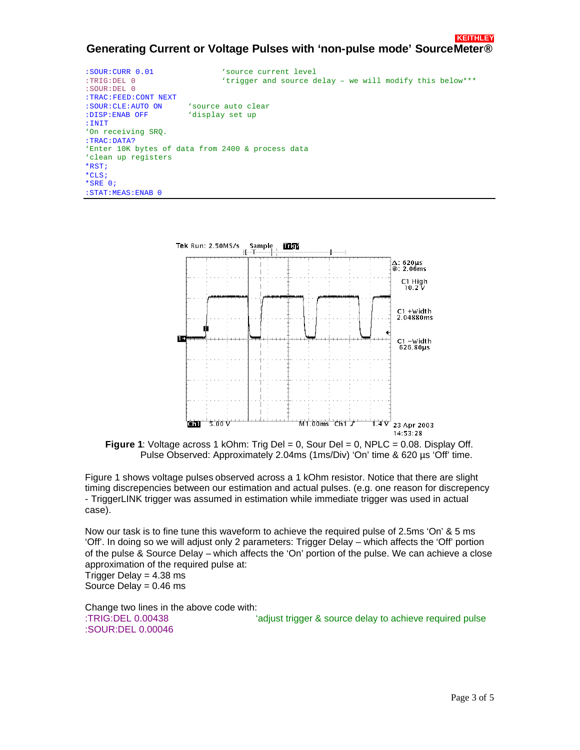```
:SOUR:CURR 0.01               'source current level
:TRIG:DEL 0                   'trigger and source delay – we will modify this below***
:SOUR:DEL 0
:TRAC:FEED:CONT NEXT
:SOUR:CLE:AUTO ON       'source auto clear
:DISP:ENAB OFF          'display set up
:INIT
'On receiving SRQ.
:TRAC:DATA?
'Enter 10K bytes of data from 2400 & process data
'clean up registers
*RST;
*CLS;
*SRE 0;
:STAT:MEAS:ENAB 0
```

**Figure 1**: Voltage across 1 kOhm: Trig Del = 0, Sour Del = 0, NPLC = 0.08. Display Off. Pulse Observed: Approximately 2.04ms (1ms/Div) 'On' time & 620 µs 'Off' time.

Figure 1 shows voltage pulses observed across a 1 kOhm resistor. Notice that there are slight timing discrepencies between our estimation and actual pulses. (e.g. one reason for discrepency - TriggerLINK trigger was assumed in estimation while immediate trigger was used in actual case).

Now our task is to fine tune this waveform to achieve the required pulse of 2.5ms 'On' & 5 ms 'Off'. In doing so we will adjust only 2 parameters: Trigger Delay – which affects the 'Off' portion of the pulse & Source Delay – which affects the 'On' portion of the pulse. We can achieve a close approximation of the required pulse at:
Trigger Delay = 4.38 ms
Source Delay = 0.46 ms

Change two lines in the above code with:

```
:TRIG:DEL 0.00438             'adjust trigger & source delay to achieve required pulse
:SOUR:DEL 0.00046
```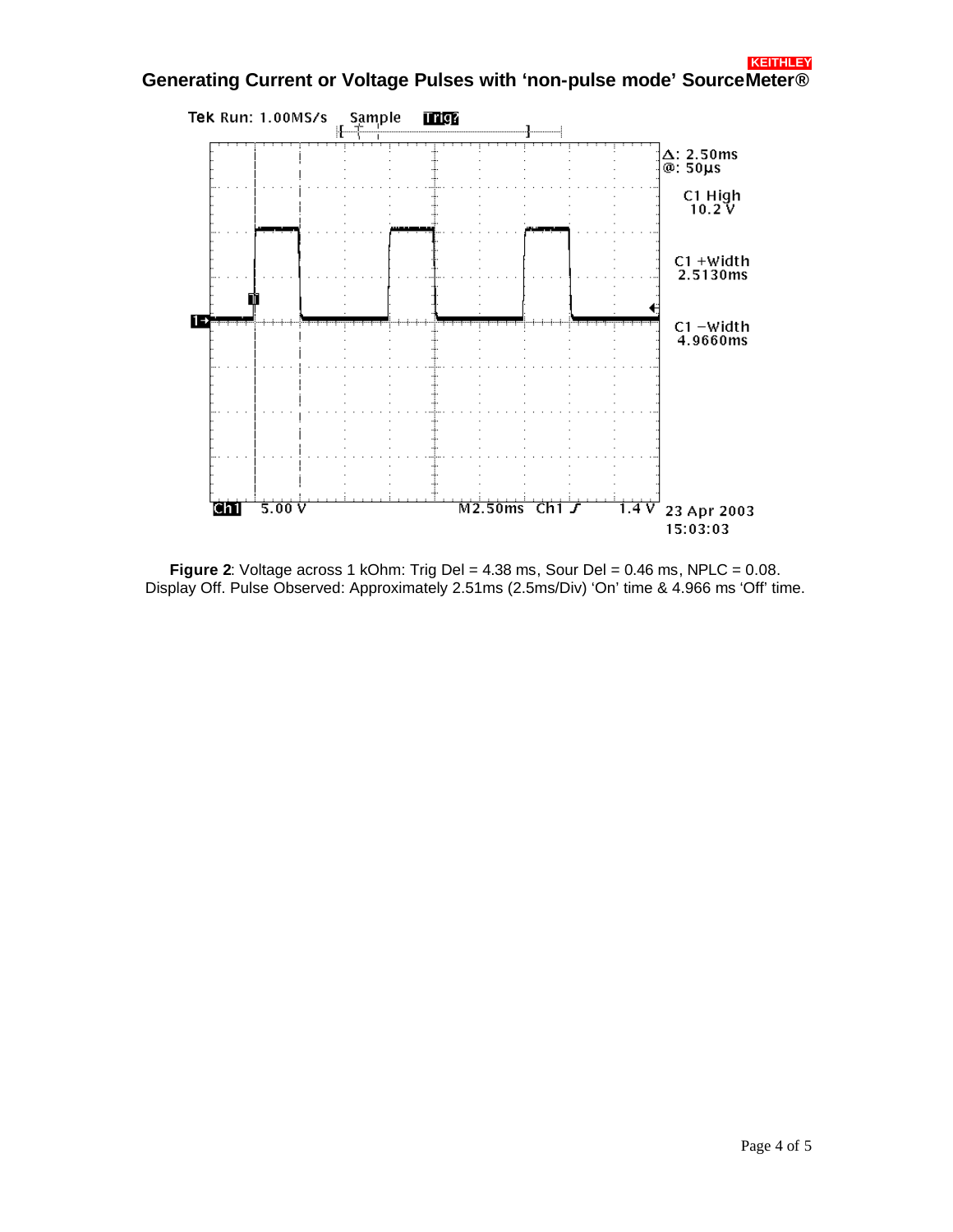Figure 2: Voltage across 1 kOhm: Trig Del = 4.38 ms, Sour Del = 0.46 ms, NPLC = 0.08. Display Off. Pulse Observed: Approximately 2.51ms (2.5ms/Div) ‘On’ time & 4.966 ms ‘Off’ time.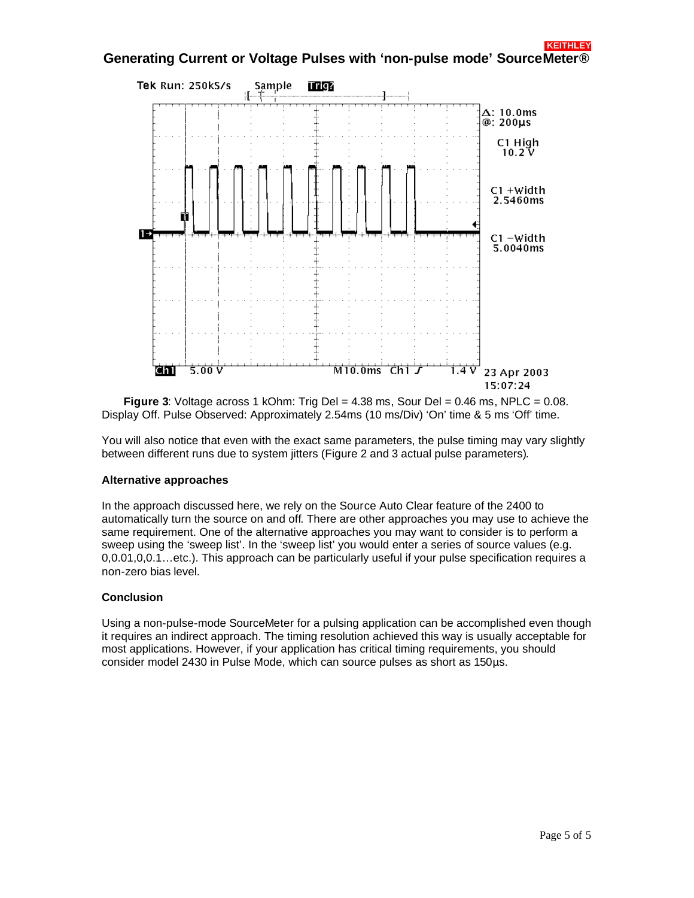Tek Run: 250kS/s Sample Trig?

Δ: 10.0ms
@: 200µs

C1 High
10.2 V

C1 +Width
2.5460ms

C1 −Width
5.0040ms

Ch1 5.00 V M10.0ms Ch1 ƒ 1.4 V 23 Apr 2003
15:07:24

**Figure 3**: Voltage across 1 kOhm: Trig Del = 4.38 ms, Sour Del = 0.46 ms, NPLC = 0.08. Display Off. Pulse Observed: Approximately 2.54ms (10 ms/Div) 'On' time & 5 ms 'Off' time.

You will also notice that even with the exact same parameters, the pulse timing may vary slightly between different runs due to system jitters (Figure 2 and 3 actual pulse parameters).

### Alternative approaches

In the approach discussed here, we rely on the Source Auto Clear feature of the 2400 to automatically turn the source on and off. There are other approaches you may use to achieve the same requirement. One of the alternative approaches you may want to consider is to perform a sweep using the 'sweep list'. In the 'sweep list' you would enter a series of source values (e.g. 0,0.01,0,0.1…etc.). This approach can be particularly useful if your pulse specification requires a non-zero bias level.

### Conclusion

Using a non-pulse-mode SourceMeter for a pulsing application can be accomplished even though it requires an indirect approach. The timing resolution achieved this way is usually acceptable for most applications. However, if your application has critical timing requirements, you should consider model 2430 in Pulse Mode, which can source pulses as short as 150µs.